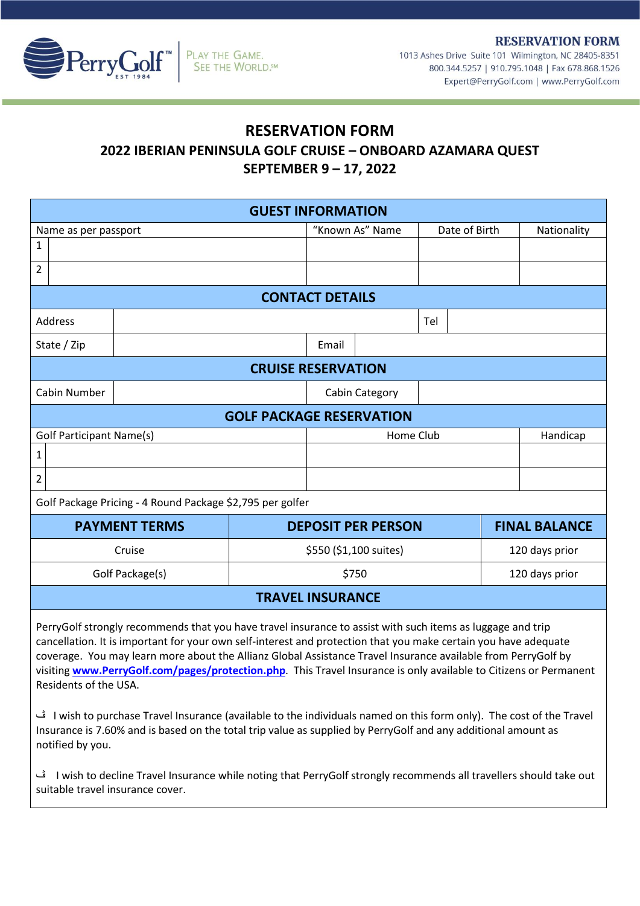PerryGolf™ EST 1984 | PLAY THE GAME. SEE THE WORLD.℠

**RESERVATION FORM**
1013 Ashes Drive Suite 101 Wilmington, NC 28405-8351
800.344.5257 | 910.795.1048 | Fax 678.868.1526
Expert@PerryGolf.com | www.PerryGolf.com

# RESERVATION FORM
## 2022 IBERIAN PENINSULA GOLF CRUISE – ONBOARD AZAMARA QUEST
## SEPTEMBER 9 – 17, 2022

| GUEST INFORMATION | | | | |
|---|---|---|---|---|
| Name as per passport | | "Known As" Name | Date of Birth | Nationality |
| 1 | | | | |
| 2 | | | | |

| CONTACT DETAILS | | | |
|---|---|---|---|
| Address | | Tel | |
| State / Zip | | Email | |

| CRUISE RESERVATION | | | |
|---|---|---|---|
| Cabin Number | | Cabin Category | |

| GOLF PACKAGE RESERVATION | | | |
|---|---|---|---|
| Golf Participant Name(s) | | Home Club | Handicap |
| 1 | | | |
| 2 | | | |

Golf Package Pricing - 4 Round Package $2,795 per golfer

| PAYMENT TERMS | DEPOSIT PER PERSON | FINAL BALANCE |
|---|---|---|
| Cruise | $550 ($1,100 suites) | 120 days prior |
| Golf Package(s) | $750 | 120 days prior |

### TRAVEL INSURANCE

PerryGolf strongly recommends that you have travel insurance to assist with such items as luggage and trip cancellation. It is important for your own self-interest and protection that you make certain you have adequate coverage. You may learn more about the Allianz Global Assistance Travel Insurance available from PerryGolf by visiting **www.PerryGolf.com/pages/protection.php**. This Travel Insurance is only available to Citizens or Permanent Residents of the USA.

☐ I wish to purchase Travel Insurance (available to the individuals named on this form only). The cost of the Travel Insurance is 7.60% and is based on the total trip value as supplied by PerryGolf and any additional amount as notified by you.

☐ I wish to decline Travel Insurance while noting that PerryGolf strongly recommends all travellers should take out suitable travel insurance cover.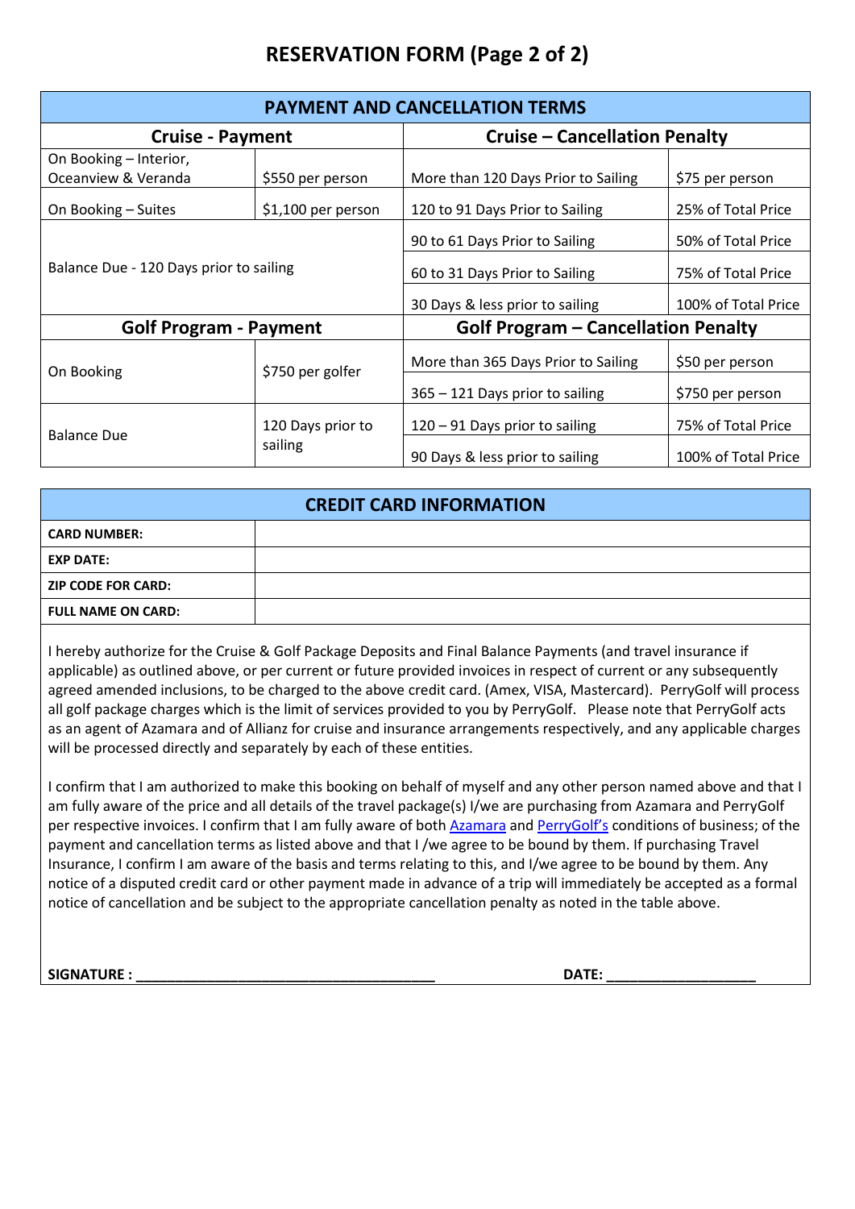# RESERVATION FORM (Page 2 of 2)

| PAYMENT AND CANCELLATION TERMS | | | |
|---|---|---|---|
| **Cruise - Payment** | | **Cruise – Cancellation Penalty** | |
| On Booking – Interior, Oceanview & Veranda | $550 per person | More than 120 Days Prior to Sailing | $75 per person |
| On Booking – Suites | $1,100 per person | 120 to 91 Days Prior to Sailing | 25% of Total Price |
| Balance Due - 120 Days prior to sailing | | 90 to 61 Days Prior to Sailing | 50% of Total Price |
| | | 60 to 31 Days Prior to Sailing | 75% of Total Price |
| | | 30 Days & less prior to sailing | 100% of Total Price |
| **Golf Program - Payment** | | **Golf Program – Cancellation Penalty** | |
| On Booking | $750 per golfer | More than 365 Days Prior to Sailing | $50 per person |
| | | 365 – 121 Days prior to sailing | $750 per person |
| Balance Due | 120 Days prior to sailing | 120 – 91 Days prior to sailing | 75% of Total Price |
| | | 90 Days & less prior to sailing | 100% of Total Price |

| CREDIT CARD INFORMATION | |
|---|---|
| **CARD NUMBER:** | |
| **EXP DATE:** | |
| **ZIP CODE FOR CARD:** | |
| **FULL NAME ON CARD:** | |

I hereby authorize for the Cruise & Golf Package Deposits and Final Balance Payments (and travel insurance if applicable) as outlined above, or per current or future provided invoices in respect of current or any subsequently agreed amended inclusions, to be charged to the above credit card. (Amex, VISA, Mastercard). PerryGolf will process all golf package charges which is the limit of services provided to you by PerryGolf. Please note that PerryGolf acts as an agent of Azamara and of Allianz for cruise and insurance arrangements respectively, and any applicable charges will be processed directly and separately by each of these entities.

I confirm that I am authorized to make this booking on behalf of myself and any other person named above and that I am fully aware of the price and all details of the travel package(s) I/we are purchasing from Azamara and PerryGolf per respective invoices. I confirm that I am fully aware of both Azamara and PerryGolf's conditions of business; of the payment and cancellation terms as listed above and that I /we agree to be bound by them. If purchasing Travel Insurance, I confirm I am aware of the basis and terms relating to this, and I/we agree to be bound by them. Any notice of a disputed credit card or other payment made in advance of a trip will immediately be accepted as a formal notice of cancellation and be subject to the appropriate cancellation penalty as noted in the table above.

**SIGNATURE :** ______________________________________ **DATE:** ___________________